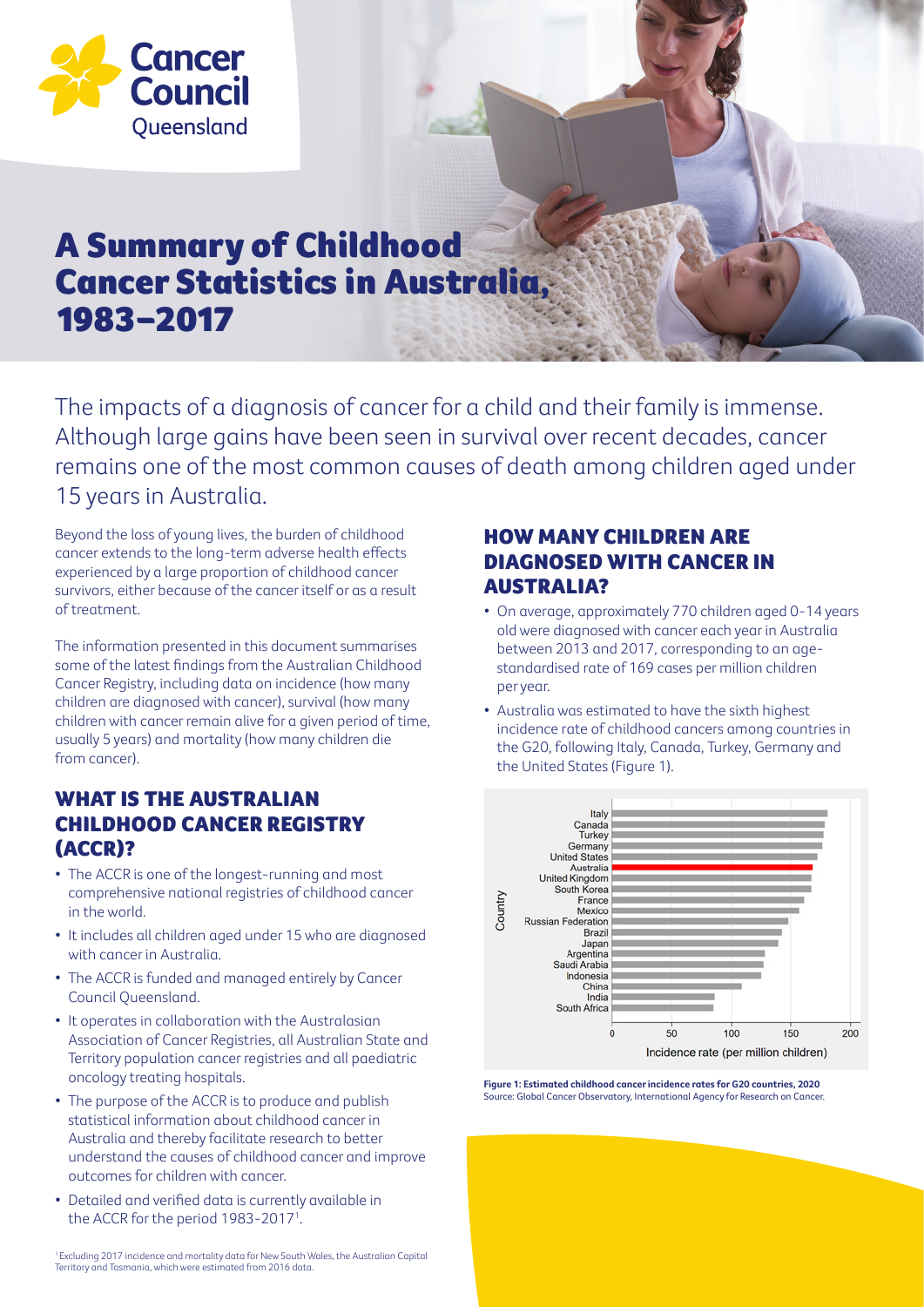Cancer Council Queensland

# A Summary of Childhood Cancer Statistics in Australia, 1983–2017

The impacts of a diagnosis of cancer for a child and their family is immense. Although large gains have been seen in survival over recent decades, cancer remains one of the most common causes of death among children aged under 15 years in Australia.

Beyond the loss of young lives, the burden of childhood cancer extends to the long-term adverse health effects experienced by a large proportion of childhood cancer survivors, either because of the cancer itself or as a result of treatment.

The information presented in this document summarises some of the latest findings from the Australian Childhood Cancer Registry, including data on incidence (how many children are diagnosed with cancer), survival (how many children with cancer remain alive for a given period of time, usually 5 years) and mortality (how many children die from cancer).

## WHAT IS THE AUSTRALIAN CHILDHOOD CANCER REGISTRY (ACCR)?

- The ACCR is one of the longest-running and most comprehensive national registries of childhood cancer in the world.
- It includes all children aged under 15 who are diagnosed with cancer in Australia.
- The ACCR is funded and managed entirely by Cancer Council Queensland.
- It operates in collaboration with the Australasian Association of Cancer Registries, all Australian State and Territory population cancer registries and all paediatric oncology treating hospitals.
- The purpose of the ACCR is to produce and publish statistical information about childhood cancer in Australia and thereby facilitate research to better understand the causes of childhood cancer and improve outcomes for children with cancer.
- Detailed and verified data is currently available in the ACCR for the period 1983-2017[1].

## HOW MANY CHILDREN ARE DIAGNOSED WITH CANCER IN AUSTRALIA?

- On average, approximately 770 children aged 0-14 years old were diagnosed with cancer each year in Australia between 2013 and 2017, corresponding to an age-standardised rate of 169 cases per million children per year.
- Australia was estimated to have the sixth highest incidence rate of childhood cancers among countries in the G20, following Italy, Canada, Turkey, Germany and the United States (Figure 1).

**Figure 1: Estimated childhood cancer incidence rates for G20 countries, 2020**
Source: Global Cancer Observatory, International Agency for Research on Cancer.

[1] Excluding 2017 incidence and mortality data for New South Wales, the Australian Capital Territory and Tasmania, which were estimated from 2016 data.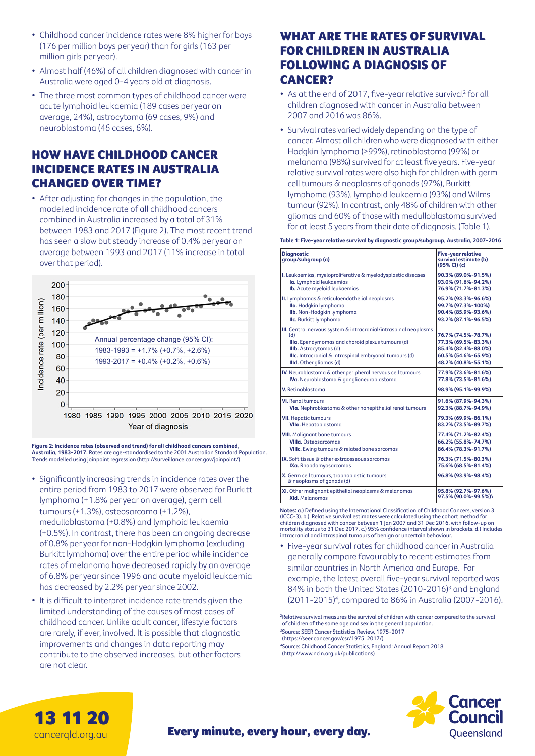- Childhood cancer incidence rates were 8% higher for boys (176 per million boys per year) than for girls (163 per million girls per year).
- Almost half (46%) of all children diagnosed with cancer in Australia were aged 0-4 years old at diagnosis.
- The three most common types of childhood cancer were acute lymphoid leukaemia (189 cases per year on average, 24%), astrocytoma (69 cases, 9%) and neuroblastoma (46 cases, 6%).

## HOW HAVE CHILDHOOD CANCER INCIDENCE RATES IN AUSTRALIA CHANGED OVER TIME?

- After adjusting for changes in the population, the modelled incidence rate of all childhood cancers combined in Australia increased by a total of 31% between 1983 and 2017 (Figure 2). The most recent trend has seen a slow but steady increase of 0.4% per year on average between 1993 and 2017 (11% increase in total over that period).

**Figure 2: Incidence rates (observed and trend) for all childhood cancers combined, Australia, 1983-2017.** Rates are age-standardised to the 2001 Australian Standard Population. Trends modelled using joinpoint regression (http://surveillance.cancer.gov/joinpoint/).

- Significantly increasing trends in incidence rates over the entire period from 1983 to 2017 were observed for Burkitt lymphoma (+1.8% per year on average), germ cell tumours (+1.3%), osteosarcoma (+1.2%), medulloblastoma (+0.8%) and lymphoid leukaemia (+0.5%). In contrast, there has been an ongoing decrease of 0.8% per year for non-Hodgkin lymphoma (excluding Burkitt lymphoma) over the entire period while incidence rates of melanoma have decreased rapidly by an average of 6.8% per year since 1996 and acute myeloid leukaemia has decreased by 2.2% per year since 2002.
- It is difficult to interpret incidence rate trends given the limited understanding of the causes of most cases of childhood cancer. Unlike adult cancer, lifestyle factors are rarely, if ever, involved. It is possible that diagnostic improvements and changes in data reporting may contribute to the observed increases, but other factors are not clear.

## WHAT ARE THE RATES OF SURVIVAL FOR CHILDREN IN AUSTRALIA FOLLOWING A DIAGNOSIS OF CANCER?

- As at the end of 2017, five-year relative survival[2] for all children diagnosed with cancer in Australia between 2007 and 2016 was 86%.
- Survival rates varied widely depending on the type of cancer. Almost all children who were diagnosed with either Hodgkin lymphoma (>99%), retinoblastoma (99%) or melanoma (98%) survived for at least five years. Five-year relative survival rates were also high for children with germ cell tumours & neoplasms of gonads (97%), Burkitt lymphoma (93%), lymphoid leukaemia (93%) and Wilms tumour (92%). In contrast, only 48% of children with other gliomas and 60% of those with medulloblastoma survived for at least 5 years from their date of diagnosis. (Table 1).

**Table 1: Five-year relative survival by diagnostic group/subgroup, Australia, 2007-2016**

| Diagnostic group/subgroup (a) | Five-year relative survival estimate (b) (95% CI) (c) |
|---|---|
| I. Leukaemias, myeloproliferative & myelodysplastic diseases | 90.3% (89.0%-91.5%) |
| Ia. Lymphoid leukaemias | 93.0% (91.6%-94.2%) |
| Ib. Acute myeloid leukaemias | 76.9% (71.7%-81.3%) |
| II. Lymphomas & reticuloendothelial neoplasms | 95.2% (93.3%-96.6%) |
| IIa. Hodgkin lymphoma | 99.7% (97.3%-100%) |
| IIb. Non-Hodgkin lymphoma | 90.4% (85.9%-93.6%) |
| IIc. Burkitt lymphoma | 93.2% (87.1%-96.5%) |
| III. Central nervous system & intracranial/intraspinal neoplasms (d) | 76.7% (74.5%-78.7%) |
| IIIa. Ependymomas and choroid plexus tumours (d) | 77.3% (69.5%-83.3%) |
| IIIb. Astrocytomas (d) | 85.4% (82.4%-88.0%) |
| IIIc. Intracranial & intraspinal embryonal tumours (d) | 60.5% (54.6%-65.9%) |
| IIId. Other gliomas (d) | 48.2% (40.8%-55.1%) |
| IV. Neuroblastoma & other peripheral nervous cell tumours | 77.9% (73.6%-81.6%) |
| IVa. Neuroblastoma & ganglioneuroblastoma | 77.8% (73.5%-81.6%) |
| V. Retinoblastoma | 98.9% (95.1%-99.9%) |
| VI. Renal tumours | 91.6% (87.9%-94.3%) |
| VIa. Nephroblastoma & other nonepithelial renal tumours | 92.3% (88.7%-94.9%) |
| VII. Hepatic tumours | 79.3% (69.9%-86.1%) |
| VIIa. Hepatoblastoma | 83.2% (73.5%-89.7%) |
| VIII. Malignant bone tumours | 77.4% (71.2%-82.4%) |
| VIIIa. Osteosarcomas | 66.2% (55.8%-74.7%) |
| VIIIc. Ewing tumours & related bone sarcomas | 86.4% (78.3%-91.7%) |
| IX. Soft tissue & other extraosseous sarcomas | 76.3% (71.5%-80.3%) |
| IXa. Rhabdomyosarcomas | 75.6% (68.5%-81.4%) |
| X. Germ cell tumours, trophoblastic tumours & neoplasms of gonads (d) | 96.8% (93.9%-98.4%) |
| XI. Other malignant epithelial neoplasms & melanomas | 95.8% (92.7%-97.6%) |
| XId. Melanomas | 97.5% (90.0%-99.5%) |

**Notes:** a.) Defined using the International Classification of Childhood Cancers, version 3 (ICCC-3). b.) Relative survival estimates were calculated using the cohort method for children diagnosed with cancer between 1 Jan 2007 and 31 Dec 2016, with follow-up on mortality status to 31 Dec 2017. c.) 95% confidence interval shown in brackets. d.) Includes intracranial and intraspinal tumours of benign or uncertain behaviour.

- Five-year survival rates for childhood cancer in Australia generally compare favourably to recent estimates from similar countries in North America and Europe. For example, the latest overall five-year survival reported was 84% in both the United States (2010-2016)[3] and England (2011-2015)[4], compared to 86% in Australia (2007-2016).

[2] Relative survival measures the survival of children with cancer compared to the survival of children of the same age and sex in the general population.
[3] Source: SEER Cancer Statistics Review, 1975-2017 (https://seer.cancer.gov/csr/1975_2017/)
[4] Source: Childhood Cancer Statistics, England: Annual Report 2018 (http://www.ncin.org.uk/publications)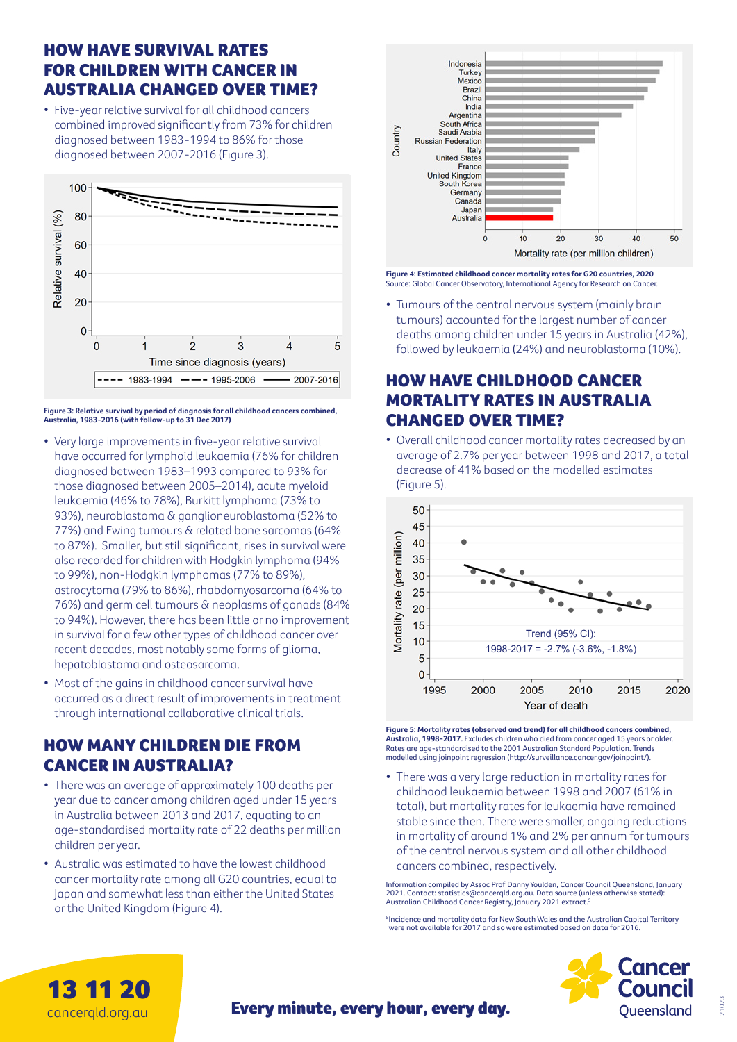## HOW HAVE SURVIVAL RATES FOR CHILDREN WITH CANCER IN AUSTRALIA CHANGED OVER TIME?

- Five-year relative survival for all childhood cancers combined improved significantly from 73% for children diagnosed between 1983-1994 to 86% for those diagnosed between 2007-2016 (Figure 3).

Relative survival (%)
100
80
60
40
20
0
0 1 2 3 4 5
Time since diagnosis (years)
1983-1994 1995-2006 2007-2016

**Figure 3: Relative survival by period of diagnosis for all childhood cancers combined, Australia, 1983-2016 (with follow-up to 31 Dec 2017)**

- Very large improvements in five-year relative survival have occurred for lymphoid leukaemia (76% for children diagnosed between 1983–1993 compared to 93% for those diagnosed between 2005–2014), acute myeloid leukaemia (46% to 78%), Burkitt lymphoma (73% to 93%), neuroblastoma & ganglioneuroblastoma (52% to 77%) and Ewing tumours & related bone sarcomas (64% to 87%). Smaller, but still significant, rises in survival were also recorded for children with Hodgkin lymphoma (94% to 99%), non-Hodgkin lymphomas (77% to 89%), astrocytoma (79% to 86%), rhabdomyosarcoma (64% to 76%) and germ cell tumours & neoplasms of gonads (84% to 94%). However, there has been little or no improvement in survival for a few other types of childhood cancer over recent decades, most notably some forms of glioma, hepatoblastoma and osteosarcoma.
- Most of the gains in childhood cancer survival have occurred as a direct result of improvements in treatment through international collaborative clinical trials.

## HOW MANY CHILDREN DIE FROM CANCER IN AUSTRALIA?

- There was an average of approximately 100 deaths per year due to cancer among children aged under 15 years in Australia between 2013 and 2017, equating to an age-standardised mortality rate of 22 deaths per million children per year.
- Australia was estimated to have the lowest childhood cancer mortality rate among all G20 countries, equal to Japan and somewhat less than either the United States or the United Kingdom (Figure 4).

Country
Indonesia
Turkey
Mexico
Brazil
China
India
Argentina
South Africa
Saudi Arabia
Russian Federation
Italy
United States
France
United Kingdom
South Korea
Germany
Canada
Japan
Australia
0 10 20 30 40 50
Mortality rate (per million children)

**Figure 4: Estimated childhood cancer mortality rates for G20 countries, 2020**
Source: Global Cancer Observatory, International Agency for Research on Cancer.

- Tumours of the central nervous system (mainly brain tumours) accounted for the largest number of cancer deaths among children under 15 years in Australia (42%), followed by leukaemia (24%) and neuroblastoma (10%).

## HOW HAVE CHILDHOOD CANCER MORTALITY RATES IN AUSTRALIA CHANGED OVER TIME?

- Overall childhood cancer mortality rates decreased by an average of 2.7% per year between 1998 and 2017, a total decrease of 41% based on the modelled estimates (Figure 5).

Mortality rate (per million)
50
45
40
35
30
25
20
15
10
5
0
1995 2000 2005 2010 2015 2020
Year of death
Trend (95% CI):
1998-2017 = -2.7% (-3.6%, -1.8%)

**Figure 5: Mortality rates (observed and trend) for all childhood cancers combined, Australia, 1998-2017.** Excludes children who died from cancer aged 15 years or older. Rates are age-standardised to the 2001 Australian Standard Population. Trends modelled using joinpoint regression (http://surveillance.cancer.gov/joinpoint/).

- There was a very large reduction in mortality rates for childhood leukaemia between 1998 and 2007 (61% in total), but mortality rates for leukaemia have remained stable since then. There were smaller, ongoing reductions in mortality of around 1% and 2% per annum for tumours of the central nervous system and all other childhood cancers combined, respectively.

Information compiled by Assoc Prof Danny Youlden, Cancer Council Queensland, January 2021. Contact: statistics@cancerqld.org.au. Data source (unless otherwise stated): Australian Childhood Cancer Registry, January 2021 extract.[5]

[5]Incidence and mortality data for New South Wales and the Australian Capital Territory were not available for 2017 and so were estimated based on data for 2016.

**13 11 20**
cancerqld.org.au

**Every minute, every hour, every day.**

Cancer Council Queensland